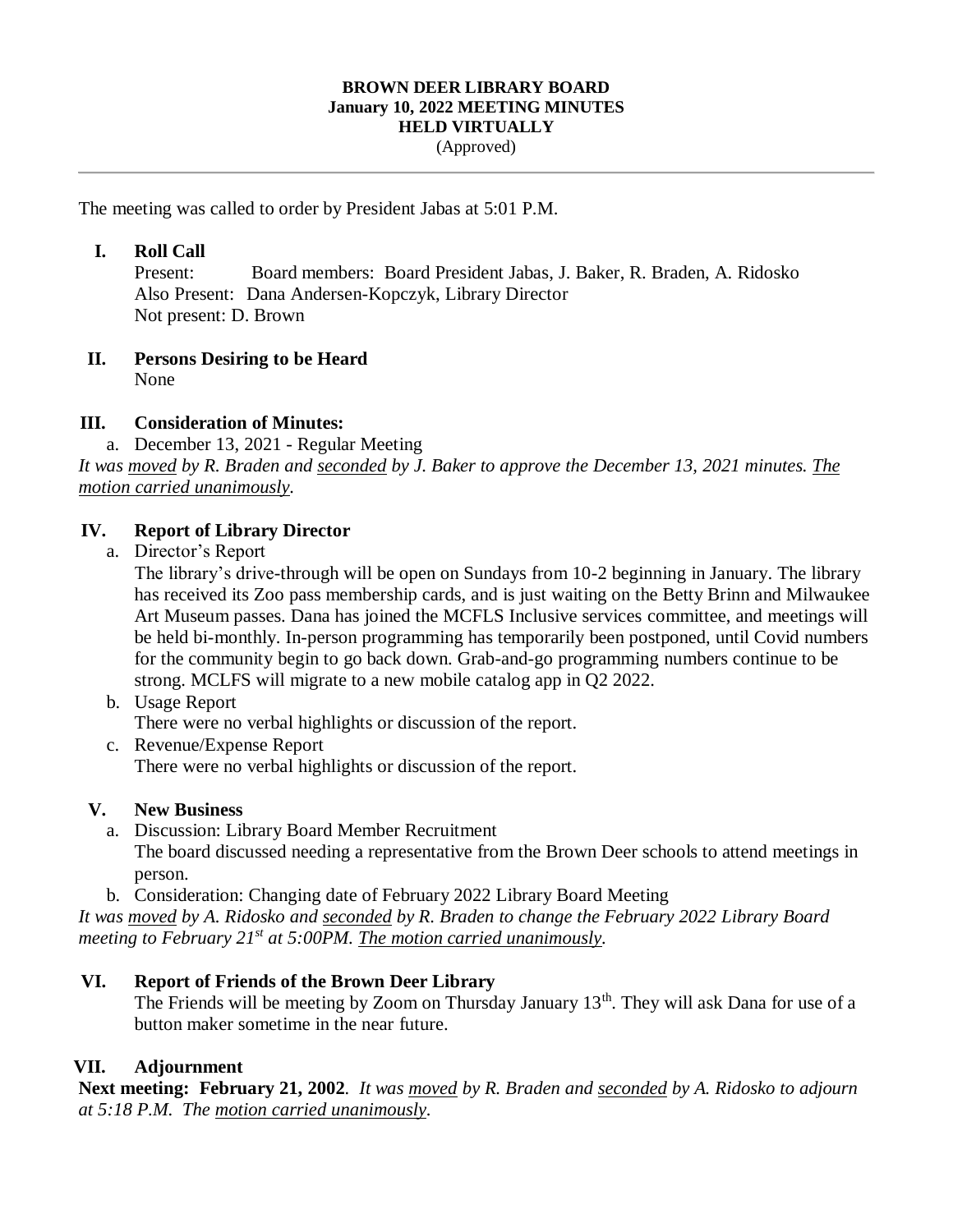# BROWN DEER LIBRARY BOARD
## January 10, 2022 MEETING MINUTES
## HELD VIRTUALLY
(Approved)

---

The meeting was called to order by President Jabas at 5:01 P.M.

**I. Roll Call**

Present: Board members: Board President Jabas, J. Baker, R. Braden, A. Ridosko
Also Present: Dana Andersen-Kopczyk, Library Director
Not present: D. Brown

**II. Persons Desiring to be Heard**

None

**III. Consideration of Minutes:**

a. December 13, 2021 - Regular Meeting

*It was moved by R. Braden and seconded by J. Baker to approve the December 13, 2021 minutes. The motion carried unanimously.*

**IV. Report of Library Director**

a. Director's Report

The library's drive-through will be open on Sundays from 10-2 beginning in January. The library has received its Zoo pass membership cards, and is just waiting on the Betty Brinn and Milwaukee Art Museum passes. Dana has joined the MCFLS Inclusive services committee, and meetings will be held bi-monthly. In-person programming has temporarily been postponed, until Covid numbers for the community begin to go back down. Grab-and-go programming numbers continue to be strong. MCLFS will migrate to a new mobile catalog app in Q2 2022.

b. Usage Report

There were no verbal highlights or discussion of the report.

c. Revenue/Expense Report

There were no verbal highlights or discussion of the report.

**V. New Business**

a. Discussion: Library Board Member Recruitment

The board discussed needing a representative from the Brown Deer schools to attend meetings in person.

b. Consideration: Changing date of February 2022 Library Board Meeting

*It was moved by A. Ridosko and seconded by R. Braden to change the February 2022 Library Board meeting to February 21st at 5:00PM. The motion carried unanimously.*

**VI. Report of Friends of the Brown Deer Library**

The Friends will be meeting by Zoom on Thursday January 13th. They will ask Dana for use of a button maker sometime in the near future.

**VII. Adjournment**

**Next meeting: February 21, 2002**. *It was moved by R. Braden and seconded by A. Ridosko to adjourn at 5:18 P.M. The motion carried unanimously.*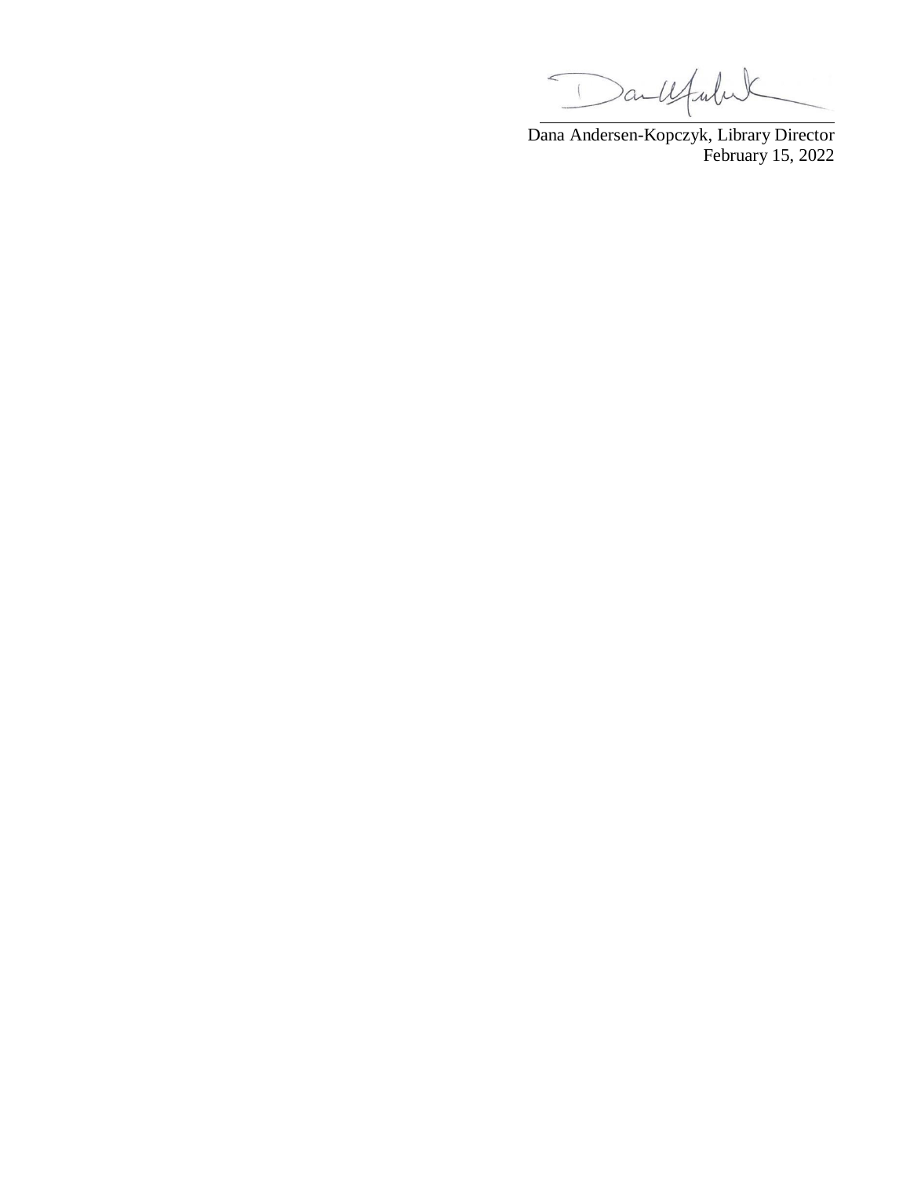Dana Andersen-Kopczyk, Library Director
February 15, 2022